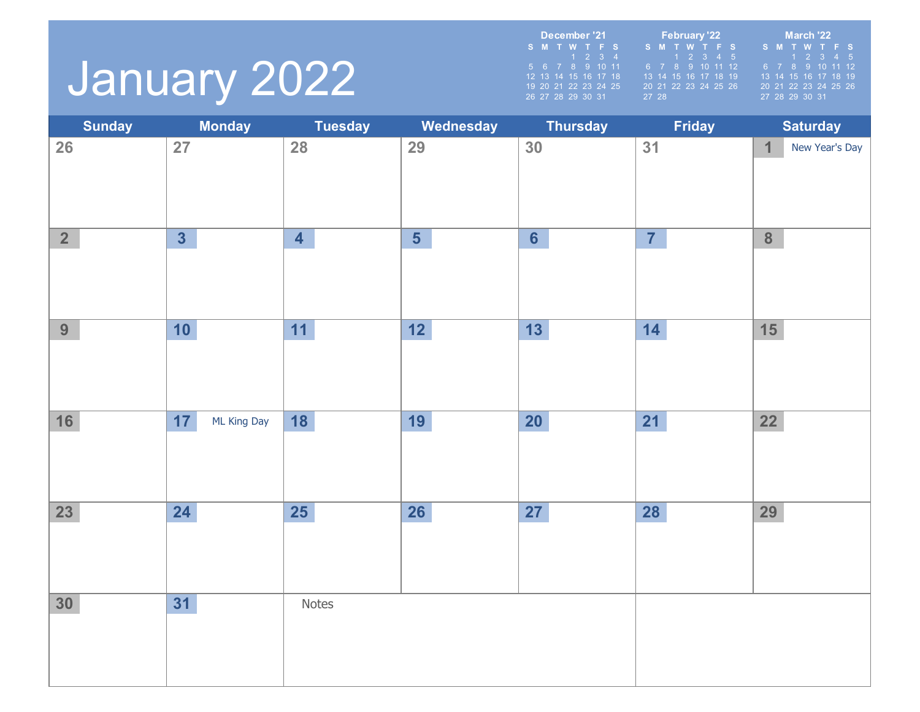# January 2022

**December '21**

| S | M | T | W | T | F | S |
|---|---|---|---|---|---|---|
| | | | 1 | 2 | 3 | 4 |
| 5 | 6 | 7 | 8 | 9 | 10 | 11 |
| 12 | 13 | 14 | 15 | 16 | 17 | 18 |
| 19 | 20 | 21 | 22 | 23 | 24 | 25 |
| 26 | 27 | 28 | 29 | 30 | 31 | |

**February '22**

| S | M | T | W | T | F | S |
|---|---|---|---|---|---|---|
| | | 1 | 2 | 3 | 4 | 5 |
| 6 | 7 | 8 | 9 | 10 | 11 | 12 |
| 13 | 14 | 15 | 16 | 17 | 18 | 19 |
| 20 | 21 | 22 | 23 | 24 | 25 | 26 |
| 27 | 28 | | | | | |

**March '22**

| S | M | T | W | T | F | S |
|---|---|---|---|---|---|---|
| | | 1 | 2 | 3 | 4 | 5 |
| 6 | 7 | 8 | 9 | 10 | 11 | 12 |
| 13 | 14 | 15 | 16 | 17 | 18 | 19 |
| 20 | 21 | 22 | 23 | 24 | 25 | 26 |
| 27 | 28 | 29 | 30 | 31 | | |

| Sunday | Monday | Tuesday | Wednesday | Thursday | Friday | Saturday |
|---|---|---|---|---|---|---|
| 26 | 27 | 28 | 29 | 30 | 31 | 1 New Year's Day |
| 2 | 3 | 4 | 5 | 6 | 7 | 8 |
| 9 | 10 | 11 | 12 | 13 | 14 | 15 |
| 16 | 17 ML King Day | 18 | 19 | 20 | 21 | 22 |
| 23 | 24 | 25 | 26 | 27 | 28 | 29 |
| 30 | 31 | Notes | | | | |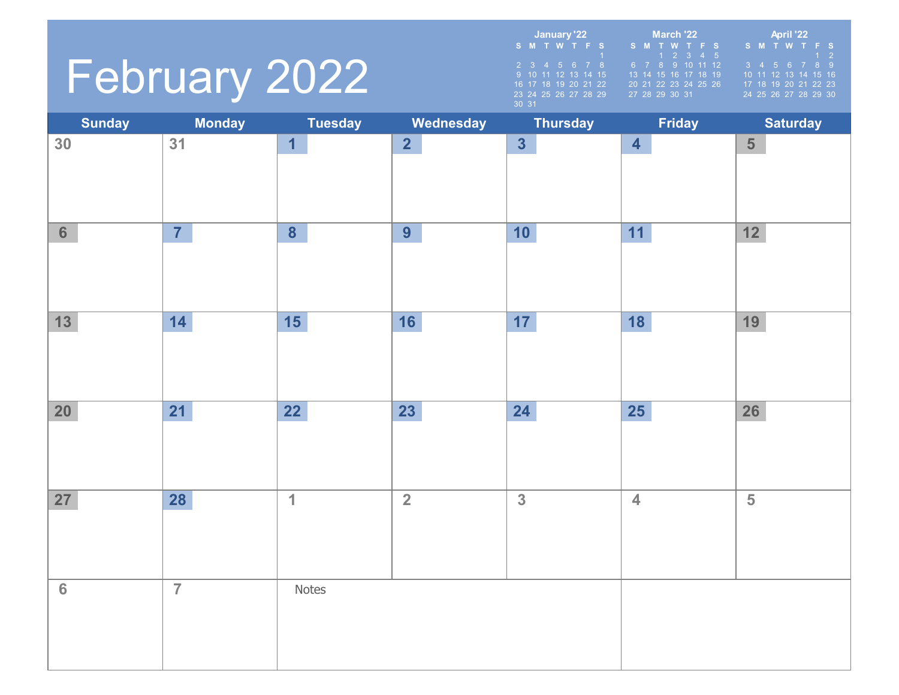# February 2022

**January '22**

| S | M | T | W | T | F | S |
|---|---|---|---|---|---|---|
| | | | | | | 1 |
| 2 | 3 | 4 | 5 | 6 | 7 | 8 |
| 9 | 10 | 11 | 12 | 13 | 14 | 15 |
| 16 | 17 | 18 | 19 | 20 | 21 | 22 |
| 23 | 24 | 25 | 26 | 27 | 28 | 29 |
| 30 | 31 | | | | | |

**March '22**

| S | M | T | W | T | F | S |
|---|---|---|---|---|---|---|
| | | 1 | 2 | 3 | 4 | 5 |
| 6 | 7 | 8 | 9 | 10 | 11 | 12 |
| 13 | 14 | 15 | 16 | 17 | 18 | 19 |
| 20 | 21 | 22 | 23 | 24 | 25 | 26 |
| 27 | 28 | 29 | 30 | 31 | | |

**April '22**

| S | M | T | W | T | F | S |
|---|---|---|---|---|---|---|
| | | | | | 1 | 2 |
| 3 | 4 | 5 | 6 | 7 | 8 | 9 |
| 10 | 11 | 12 | 13 | 14 | 15 | 16 |
| 17 | 18 | 19 | 20 | 21 | 22 | 23 |
| 24 | 25 | 26 | 27 | 28 | 29 | 30 |

| Sunday | Monday | Tuesday | Wednesday | Thursday | Friday | Saturday |
|---|---|---|---|---|---|---|
| 30 | 31 | 1 | 2 | 3 | 4 | 5 |
| 6 | 7 | 8 | 9 | 10 | 11 | 12 |
| 13 | 14 | 15 | 16 | 17 | 18 | 19 |
| 20 | 21 | 22 | 23 | 24 | 25 | 26 |
| 27 | 28 | 1 | 2 | 3 | 4 | 5 |
| 6 | 7 | Notes | | | | |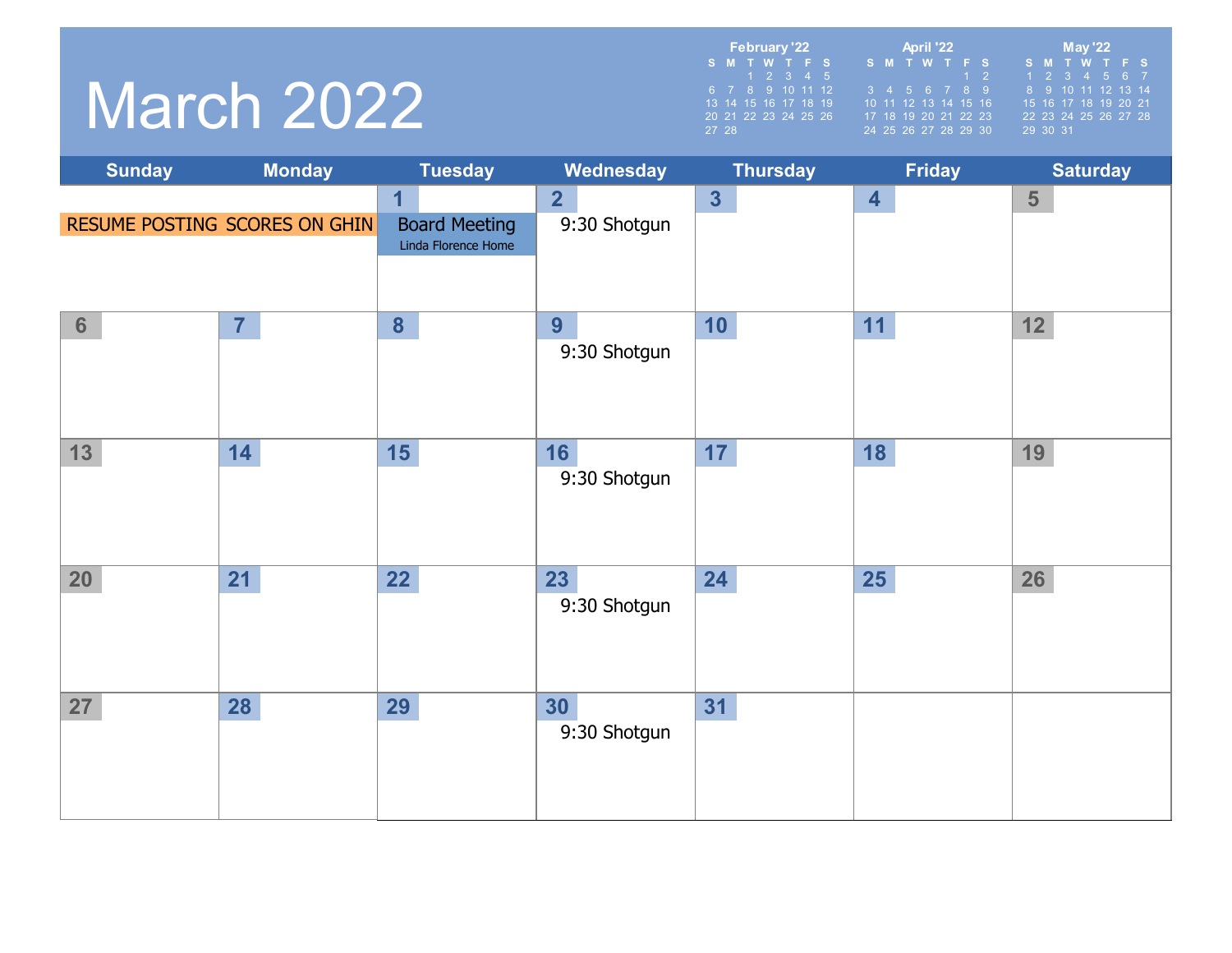# March 2022

| February '22 | | | | | | |
|---|---|---|---|---|---|---|
| S | M | T | W | T | F | S |
| | | 1 | 2 | 3 | 4 | 5 |
| 6 | 7 | 8 | 9 | 10 | 11 | 12 |
| 13 | 14 | 15 | 16 | 17 | 18 | 19 |
| 20 | 21 | 22 | 23 | 24 | 25 | 26 |
| 27 | 28 | | | | | |

| April '22 | | | | | | |
|---|---|---|---|---|---|---|
| S | M | T | W | T | F | S |
| | | | | | 1 | 2 |
| 3 | 4 | 5 | 6 | 7 | 8 | 9 |
| 10 | 11 | 12 | 13 | 14 | 15 | 16 |
| 17 | 18 | 19 | 20 | 21 | 22 | 23 |
| 24 | 25 | 26 | 27 | 28 | 29 | 30 |

| May '22 | | | | | | |
|---|---|---|---|---|---|---|
| S | M | T | W | T | F | S |
| 1 | 2 | 3 | 4 | 5 | 6 | 7 |
| 8 | 9 | 10 | 11 | 12 | 13 | 14 |
| 15 | 16 | 17 | 18 | 19 | 20 | 21 |
| 22 | 23 | 24 | 25 | 26 | 27 | 28 |
| 29 | 30 | 31 | | | | |

| Sunday | Monday | Tuesday | Wednesday | Thursday | Friday | Saturday |
|---|---|---|---|---|---|---|
| RESUME POSTING | SCORES ON GHIN | 1 Board Meeting Linda Florence Home | 2 9:30 Shotgun | 3 | 4 | 5 |
| 6 | 7 | 8 | 9 9:30 Shotgun | 10 | 11 | 12 |
| 13 | 14 | 15 | 16 9:30 Shotgun | 17 | 18 | 19 |
| 20 | 21 | 22 | 23 9:30 Shotgun | 24 | 25 | 26 |
| 27 | 28 | 29 | 30 9:30 Shotgun | 31 | | |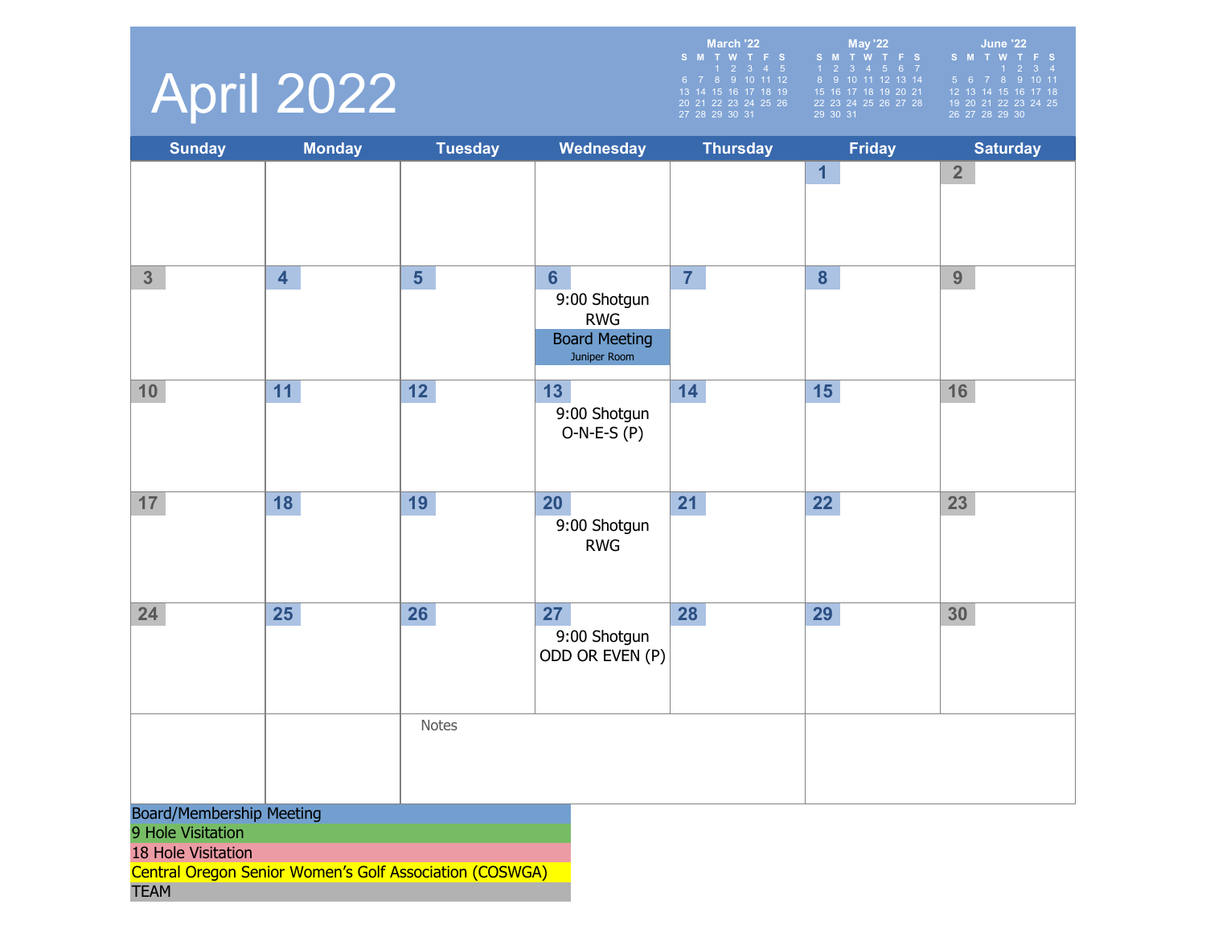# April 2022

| March '22 | | | | | | |
|---|---|---|---|---|---|---|
| S | M | T | W | T | F | S |
| | | 1 | 2 | 3 | 4 | 5 |
| 6 | 7 | 8 | 9 | 10 | 11 | 12 |
| 13 | 14 | 15 | 16 | 17 | 18 | 19 |
| 20 | 21 | 22 | 23 | 24 | 25 | 26 |
| 27 | 28 | 29 | 30 | 31 | | |

| May '22 | | | | | | |
|---|---|---|---|---|---|---|
| S | M | T | W | T | F | S |
| 1 | 2 | 3 | 4 | 5 | 6 | 7 |
| 8 | 9 | 10 | 11 | 12 | 13 | 14 |
| 15 | 16 | 17 | 18 | 19 | 20 | 21 |
| 22 | 23 | 24 | 25 | 26 | 27 | 28 |
| 29 | 30 | 31 | | | | |

| June '22 | | | | | | |
|---|---|---|---|---|---|---|
| S | M | T | W | T | F | S |
| | | | 1 | 2 | 3 | 4 |
| 5 | 6 | 7 | 8 | 9 | 10 | 11 |
| 12 | 13 | 14 | 15 | 16 | 17 | 18 |
| 19 | 20 | 21 | 22 | 23 | 24 | 25 |
| 26 | 27 | 28 | 29 | 30 | | |

| Sunday | Monday | Tuesday | Wednesday | Thursday | Friday | Saturday |
|---|---|---|---|---|---|---|
| | | | | | 1 | 2 |
| 3 | 4 | 5 | 6<br>9:00 Shotgun<br>RWG<br>Board Meeting<br>Juniper Room | 7 | 8 | 9 |
| 10 | 11 | 12 | 13<br>9:00 Shotgun<br>O-N-E-S (P) | 14 | 15 | 16 |
| 17 | 18 | 19 | 20<br>9:00 Shotgun<br>RWG | 21 | 22 | 23 |
| 24 | 25 | 26 | 27<br>9:00 Shotgun<br>ODD OR EVEN (P) | 28 | 29 | 30 |

Notes

- Board/Membership Meeting
- 9 Hole Visitation
- 18 Hole Visitation
- Central Oregon Senior Women's Golf Association (COSWGA)
- TEAM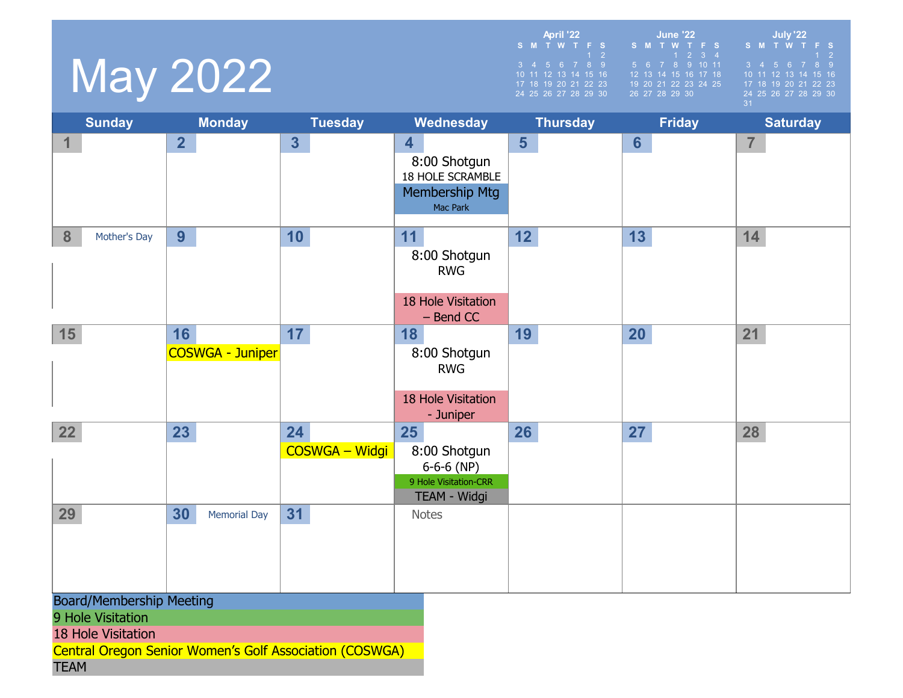# May 2022

**April '22**

| S | M | T | W | T | F | S |
|---|---|---|---|---|---|---|
| | | | | | 1 | 2 |
| 3 | 4 | 5 | 6 | 7 | 8 | 9 |
| 10 | 11 | 12 | 13 | 14 | 15 | 16 |
| 17 | 18 | 19 | 20 | 21 | 22 | 23 |
| 24 | 25 | 26 | 27 | 28 | 29 | 30 |

**June '22**

| S | M | T | W | T | F | S |
|---|---|---|---|---|---|---|
| | | | 1 | 2 | 3 | 4 |
| 5 | 6 | 7 | 8 | 9 | 10 | 11 |
| 12 | 13 | 14 | 15 | 16 | 17 | 18 |
| 19 | 20 | 21 | 22 | 23 | 24 | 25 |
| 26 | 27 | 28 | 29 | 30 | | |

**July '22**

| S | M | T | W | T | F | S |
|---|---|---|---|---|---|---|
| | | | | | 1 | 2 |
| 3 | 4 | 5 | 6 | 7 | 8 | 9 |
| 10 | 11 | 12 | 13 | 14 | 15 | 16 |
| 17 | 18 | 19 | 20 | 21 | 22 | 23 |
| 24 | 25 | 26 | 27 | 28 | 29 | 30 |
| 31 | | | | | | |

| Sunday | Monday | Tuesday | Wednesday | Thursday | Friday | Saturday |
|---|---|---|---|---|---|---|
| 1 | 2 | 3 | 4<br>8:00 Shotgun<br>18 HOLE SCRAMBLE<br>Membership Mtg<br>Mac Park | 5 | 6 | 7 |
| 8 Mother's Day | 9 | 10 | 11<br>8:00 Shotgun<br>RWG<br>18 Hole Visitation – Bend CC | 12 | 13 | 14 |
| 15 | 16<br>COSWGA - Juniper | 17 | 18<br>8:00 Shotgun<br>RWG<br>18 Hole Visitation - Juniper | 19 | 20 | 21 |
| 22 | 23 | 24<br>COSWGA – Widgi | 25<br>8:00 Shotgun<br>6-6-6 (NP)<br>9 Hole Visitation-CRR<br>TEAM - Widgi | 26 | 27 | 28 |
| 29 | 30 Memorial Day | 31 | Notes | | | |

**Legend:**

- Board/Membership Meeting
- 9 Hole Visitation
- 18 Hole Visitation
- Central Oregon Senior Women's Golf Association (COSWGA)
- TEAM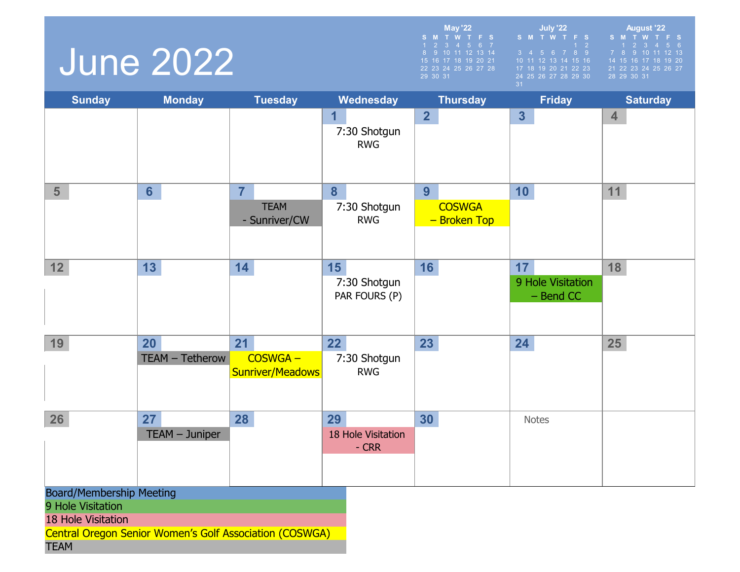# June 2022

**May '22**

| S | M | T | W | T | F | S |
|---|---|---|---|---|---|---|
| 1 | 2 | 3 | 4 | 5 | 6 | 7 |
| 8 | 9 | 10 | 11 | 12 | 13 | 14 |
| 15 | 16 | 17 | 18 | 19 | 20 | 21 |
| 22 | 23 | 24 | 25 | 26 | 27 | 28 |
| 29 | 30 | 31 | | | | |

**July '22**

| S | M | T | W | T | F | S |
|---|---|---|---|---|---|---|
| | | | | | 1 | 2 |
| 3 | 4 | 5 | 6 | 7 | 8 | 9 |
| 10 | 11 | 12 | 13 | 14 | 15 | 16 |
| 17 | 18 | 19 | 20 | 21 | 22 | 23 |
| 24 | 25 | 26 | 27 | 28 | 29 | 30 |
| 31 | | | | | | |

**August '22**

| S | M | T | W | T | F | S |
|---|---|---|---|---|---|---|
| | 1 | 2 | 3 | 4 | 5 | 6 |
| 7 | 8 | 9 | 10 | 11 | 12 | 13 |
| 14 | 15 | 16 | 17 | 18 | 19 | 20 |
| 21 | 22 | 23 | 24 | 25 | 26 | 27 |
| 28 | 29 | 30 | 31 | | | |

| Sunday | Monday | Tuesday | Wednesday | Thursday | Friday | Saturday |
|---|---|---|---|---|---|---|
| | | | 1 7:30 Shotgun RWG | 2 | 3 | 4 |
| 5 | 6 | 7 TEAM - Sunriver/CW | 8 7:30 Shotgun RWG | 9 COSWGA – Broken Top | 10 | 11 |
| 12 | 13 | 14 | 15 7:30 Shotgun PAR FOURS (P) | 16 | 17 9 Hole Visitation – Bend CC | 18 |
| 19 | 20 TEAM – Tetherow | 21 COSWGA – Sunriver/Meadows | 22 7:30 Shotgun RWG | 23 | 24 | 25 |
| 26 | 27 TEAM – Juniper | 28 | 29 18 Hole Visitation - CRR | 30 | Notes | |

**Legend:**
- Board/Membership Meeting
- 9 Hole Visitation
- 18 Hole Visitation
- Central Oregon Senior Women's Golf Association (COSWGA)
- TEAM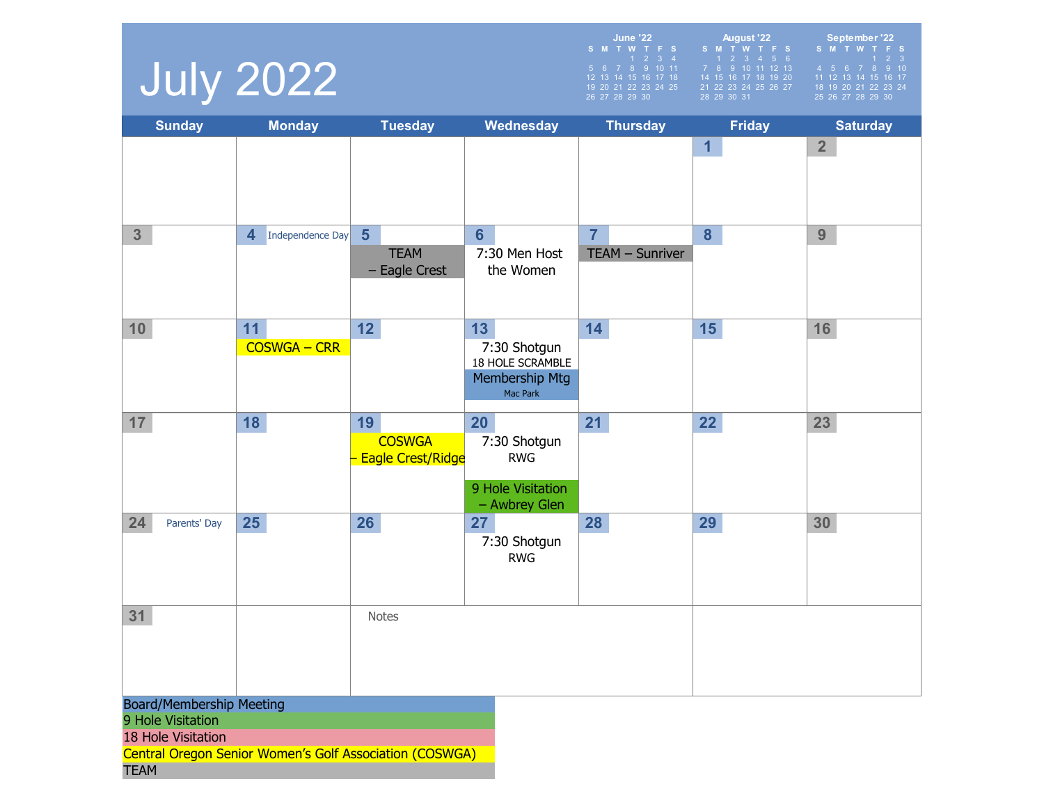# July 2022

| June '22 | | | | | | |
|---|---|---|---|---|---|---|
| S | M | T | W | T | F | S |
| | | | 1 | 2 | 3 | 4 |
| 5 | 6 | 7 | 8 | 9 | 10 | 11 |
| 12 | 13 | 14 | 15 | 16 | 17 | 18 |
| 19 | 20 | 21 | 22 | 23 | 24 | 25 |
| 26 | 27 | 28 | 29 | 30 | | |

| August '22 | | | | | | |
|---|---|---|---|---|---|---|
| S | M | T | W | T | F | S |
| | 1 | 2 | 3 | 4 | 5 | 6 |
| 7 | 8 | 9 | 10 | 11 | 12 | 13 |
| 14 | 15 | 16 | 17 | 18 | 19 | 20 |
| 21 | 22 | 23 | 24 | 25 | 26 | 27 |
| 28 | 29 | 30 | 31 | | | |

| September '22 | | | | | | |
|---|---|---|---|---|---|---|
| S | M | T | W | T | F | S |
| | | | | 1 | 2 | 3 |
| 4 | 5 | 6 | 7 | 8 | 9 | 10 |
| 11 | 12 | 13 | 14 | 15 | 16 | 17 |
| 18 | 19 | 20 | 21 | 22 | 23 | 24 |
| 25 | 26 | 27 | 28 | 29 | 30 | |

| Sunday | Monday | Tuesday | Wednesday | Thursday | Friday | Saturday |
|---|---|---|---|---|---|---|
| | | | | | 1 | 2 |
| 3 | 4 Independence Day | 5 TEAM – Eagle Crest | 6 7:30 Men Host the Women | 7 TEAM – Sunriver | 8 | 9 |
| 10 | 11 COSWGA – CRR | 12 | 13 7:30 Shotgun 18 HOLE SCRAMBLE; Membership Mtg Mac Park | 14 | 15 | 16 |
| 17 | 18 | 19 COSWGA – Eagle Crest/Ridge | 20 7:30 Shotgun RWG; 9 Hole Visitation – Awbrey Glen | 21 | 22 | 23 |
| 24 Parents' Day | 25 | 26 | 27 7:30 Shotgun RWG | 28 | 29 | 30 |
| 31 | | Notes | | | | |

- Board/Membership Meeting
- 9 Hole Visitation
- 18 Hole Visitation
- Central Oregon Senior Women's Golf Association (COSWGA)
- TEAM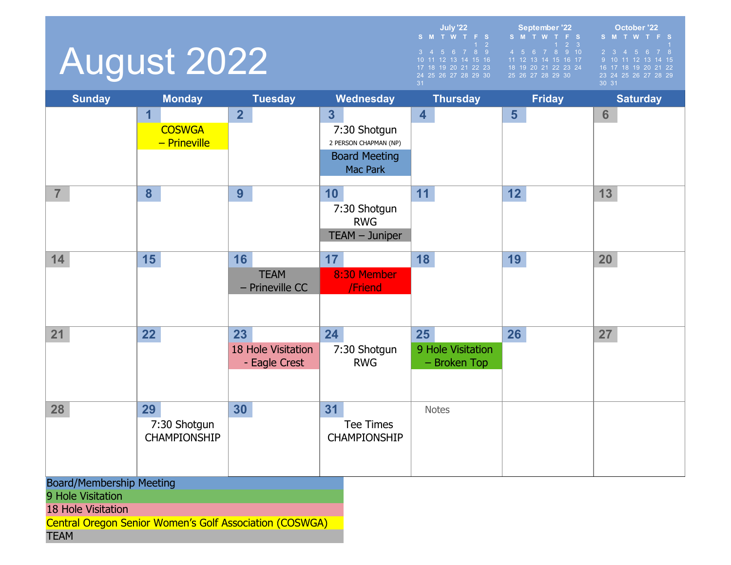# August 2022

**July '22**

| S | M | T | W | T | F | S |
|---|---|---|---|---|---|---|
| | | | | | 1 | 2 |
| 3 | 4 | 5 | 6 | 7 | 8 | 9 |
| 10 | 11 | 12 | 13 | 14 | 15 | 16 |
| 17 | 18 | 19 | 20 | 21 | 22 | 23 |
| 24 | 25 | 26 | 27 | 28 | 29 | 30 |
| 31 | | | | | | |

**September '22**

| S | M | T | W | T | F | S |
|---|---|---|---|---|---|---|
| | | | | 1 | 2 | 3 |
| 4 | 5 | 6 | 7 | 8 | 9 | 10 |
| 11 | 12 | 13 | 14 | 15 | 16 | 17 |
| 18 | 19 | 20 | 21 | 22 | 23 | 24 |
| 25 | 26 | 27 | 28 | 29 | 30 | |

**October '22**

| S | M | T | W | T | F | S |
|---|---|---|---|---|---|---|
| | | | | | | 1 |
| 2 | 3 | 4 | 5 | 6 | 7 | 8 |
| 9 | 10 | 11 | 12 | 13 | 14 | 15 |
| 16 | 17 | 18 | 19 | 20 | 21 | 22 |
| 23 | 24 | 25 | 26 | 27 | 28 | 29 |
| 30 | 31 | | | | | |

| Sunday | Monday | Tuesday | Wednesday | Thursday | Friday | Saturday |
|---|---|---|---|---|---|---|
| | 1<br>COSWGA – Prineville | 2 | 3<br>7:30 Shotgun<br>2 PERSON CHAPMAN (NP)<br>Board Meeting Mac Park | 4 | 5 | 6 |
| 7 | 8 | 9 | 10<br>7:30 Shotgun<br>RWG<br>TEAM – Juniper | 11 | 12 | 13 |
| 14 | 15 | 16<br>TEAM – Prineville CC | 17<br>8:30 Member /Friend | 18 | 19 | 20 |
| 21 | 22 | 23<br>18 Hole Visitation - Eagle Crest | 24<br>7:30 Shotgun<br>RWG | 25<br>9 Hole Visitation – Broken Top | 26 | 27 |
| 28 | 29<br>7:30 Shotgun<br>CHAMPIONSHIP | 30 | 31<br>Tee Times<br>CHAMPIONSHIP | Notes | | |

- Board/Membership Meeting
- 9 Hole Visitation
- 18 Hole Visitation
- Central Oregon Senior Women's Golf Association (COSWGA)
- TEAM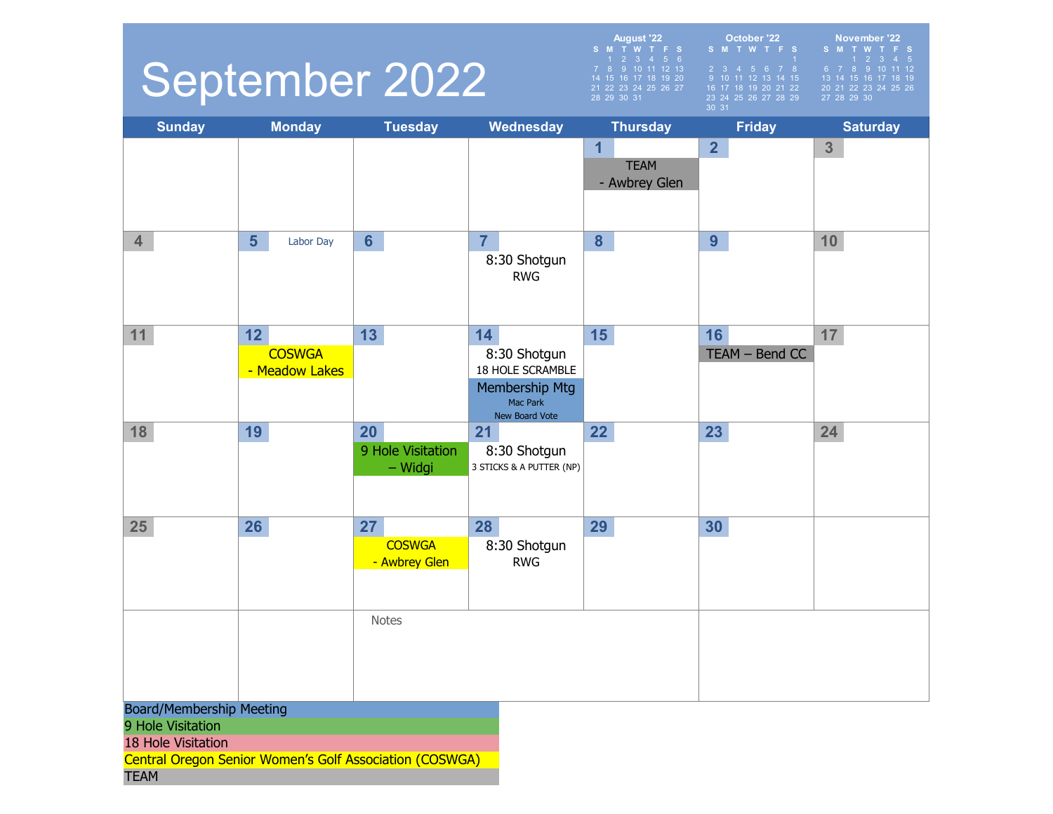# September 2022

**August '22**

| S | M | T | W | T | F | S |
|---|---|---|---|---|---|---|
| | 1 | 2 | 3 | 4 | 5 | 6 |
| 7 | 8 | 9 | 10 | 11 | 12 | 13 |
| 14 | 15 | 16 | 17 | 18 | 19 | 20 |
| 21 | 22 | 23 | 24 | 25 | 26 | 27 |
| 28 | 29 | 30 | 31 | | | |

**October '22**

| S | M | T | W | T | F | S |
|---|---|---|---|---|---|---|
| | | | | | | 1 |
| 2 | 3 | 4 | 5 | 6 | 7 | 8 |
| 9 | 10 | 11 | 12 | 13 | 14 | 15 |
| 16 | 17 | 18 | 19 | 20 | 21 | 22 |
| 23 | 24 | 25 | 26 | 27 | 28 | 29 |
| 30 | 31 | | | | | |

**November '22**

| S | M | T | W | T | F | S |
|---|---|---|---|---|---|---|
| | | 1 | 2 | 3 | 4 | 5 |
| 6 | 7 | 8 | 9 | 10 | 11 | 12 |
| 13 | 14 | 15 | 16 | 17 | 18 | 19 |
| 20 | 21 | 22 | 23 | 24 | 25 | 26 |
| 27 | 28 | 29 | 30 | | | |

| Sunday | Monday | Tuesday | Wednesday | Thursday | Friday | Saturday |
|---|---|---|---|---|---|---|
| | | | | 1 TEAM - Awbrey Glen | 2 | 3 |
| 4 | 5 Labor Day | 6 | 7 8:30 Shotgun RWG | 8 | 9 | 10 |
| 11 | 12 COSWGA - Meadow Lakes | 13 | 14 8:30 Shotgun 18 HOLE SCRAMBLE; Membership Mtg Mac Park New Board Vote | 15 | 16 TEAM – Bend CC | 17 |
| 18 | 19 | 20 9 Hole Visitation – Widgi | 21 8:30 Shotgun 3 STICKS & A PUTTER (NP) | 22 | 23 | 24 |
| 25 | 26 | 27 COSWGA - Awbrey Glen | 28 8:30 Shotgun RWG | 29 | 30 | |

Notes

- Board/Membership Meeting
- 9 Hole Visitation
- 18 Hole Visitation
- Central Oregon Senior Women's Golf Association (COSWGA)
- TEAM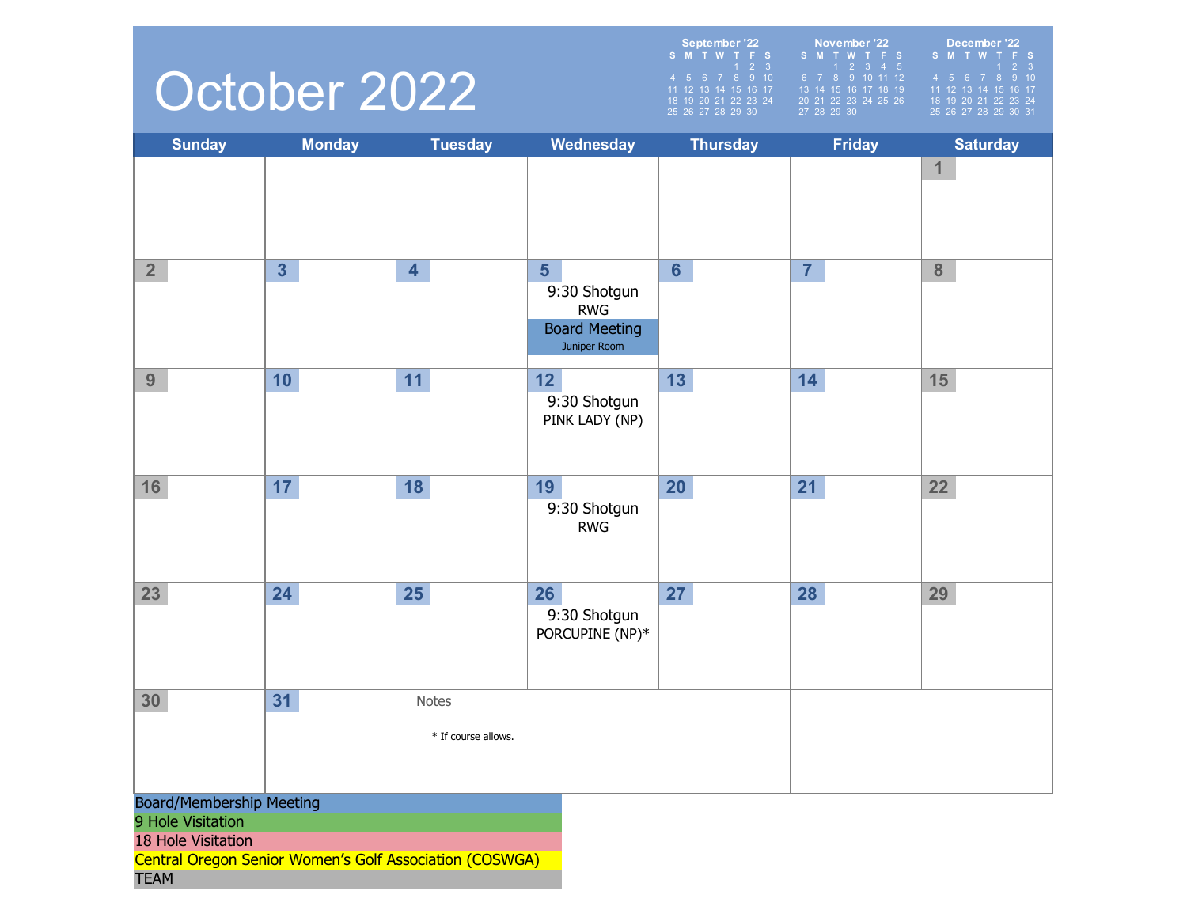# October 2022

**September '22**

| S | M | T | W | T | F | S |
|---|---|---|---|---|---|---|
| | | | | 1 | 2 | 3 |
| 4 | 5 | 6 | 7 | 8 | 9 | 10 |
| 11 | 12 | 13 | 14 | 15 | 16 | 17 |
| 18 | 19 | 20 | 21 | 22 | 23 | 24 |
| 25 | 26 | 27 | 28 | 29 | 30 | |

**November '22**

| S | M | T | W | T | F | S |
|---|---|---|---|---|---|---|
| | | 1 | 2 | 3 | 4 | 5 |
| 6 | 7 | 8 | 9 | 10 | 11 | 12 |
| 13 | 14 | 15 | 16 | 17 | 18 | 19 |
| 20 | 21 | 22 | 23 | 24 | 25 | 26 |
| 27 | 28 | 29 | 30 | | | |

**December '22**

| S | M | T | W | T | F | S |
|---|---|---|---|---|---|---|
| | | | | 1 | 2 | 3 |
| 4 | 5 | 6 | 7 | 8 | 9 | 10 |
| 11 | 12 | 13 | 14 | 15 | 16 | 17 |
| 18 | 19 | 20 | 21 | 22 | 23 | 24 |
| 25 | 26 | 27 | 28 | 29 | 30 | 31 |

| Sunday | Monday | Tuesday | Wednesday | Thursday | Friday | Saturday |
|---|---|---|---|---|---|---|
| | | | | | | 1 |
| 2 | 3 | 4 | 5<br>9:30 Shotgun<br>RWG<br>Board Meeting<br>Juniper Room | 6 | 7 | 8 |
| 9 | 10 | 11 | 12<br>9:30 Shotgun<br>PINK LADY (NP) | 13 | 14 | 15 |
| 16 | 17 | 18 | 19<br>9:30 Shotgun<br>RWG | 20 | 21 | 22 |
| 23 | 24 | 25 | 26<br>9:30 Shotgun<br>PORCUPINE (NP)* | 27 | 28 | 29 |
| 30 | 31 | Notes | | | | |

Notes

* If course allows.

Board/Membership Meeting
9 Hole Visitation
18 Hole Visitation
Central Oregon Senior Women's Golf Association (COSWGA)
TEAM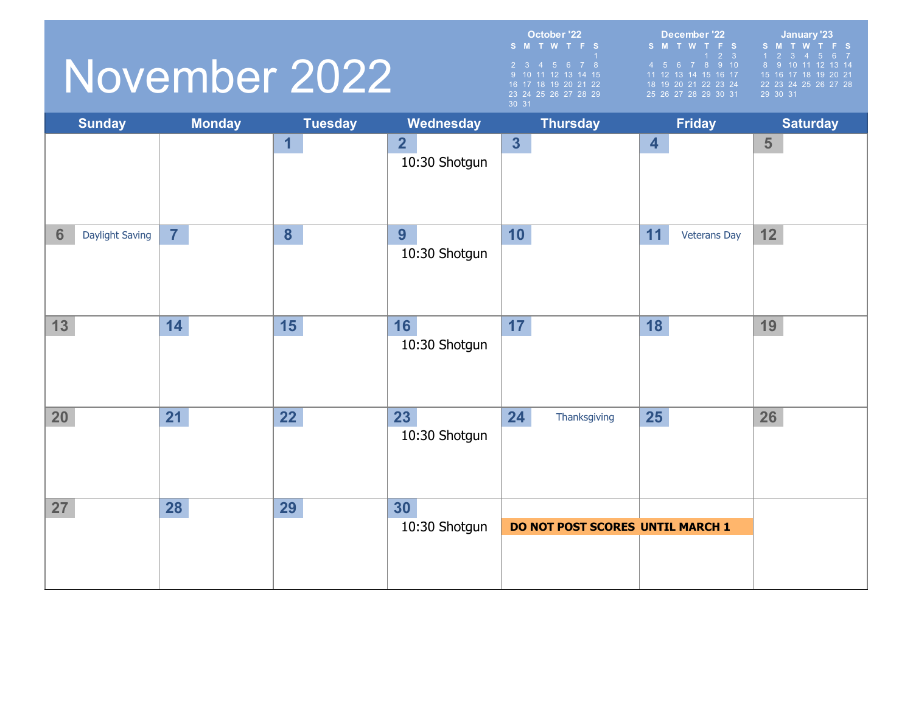# November 2022

**October '22**

| S | M | T | W | T | F | S |
|---|---|---|---|---|---|---|
| | | | | | | 1 |
| 2 | 3 | 4 | 5 | 6 | 7 | 8 |
| 9 | 10 | 11 | 12 | 13 | 14 | 15 |
| 16 | 17 | 18 | 19 | 20 | 21 | 22 |
| 23 | 24 | 25 | 26 | 27 | 28 | 29 |
| 30 | 31 | | | | | |

**December '22**

| S | M | T | W | T | F | S |
|---|---|---|---|---|---|---|
| | | | | 1 | 2 | 3 |
| 4 | 5 | 6 | 7 | 8 | 9 | 10 |
| 11 | 12 | 13 | 14 | 15 | 16 | 17 |
| 18 | 19 | 20 | 21 | 22 | 23 | 24 |
| 25 | 26 | 27 | 28 | 29 | 30 | 31 |

**January '23**

| S | M | T | W | T | F | S |
|---|---|---|---|---|---|---|
| 1 | 2 | 3 | 4 | 5 | 6 | 7 |
| 8 | 9 | 10 | 11 | 12 | 13 | 14 |
| 15 | 16 | 17 | 18 | 19 | 20 | 21 |
| 22 | 23 | 24 | 25 | 26 | 27 | 28 |
| 29 | 30 | 31 | | | | |

| Sunday | Monday | Tuesday | Wednesday | Thursday | Friday | Saturday |
|---|---|---|---|---|---|---|
| | | 1 | 2<br>10:30 Shotgun | 3 | 4 | 5 |
| 6 Daylight Saving | 7 | 8 | 9<br>10:30 Shotgun | 10 | 11 Veterans Day | 12 |
| 13 | 14 | 15 | 16<br>10:30 Shotgun | 17 | 18 | 19 |
| 20 | 21 | 22 | 23<br>10:30 Shotgun | 24 Thanksgiving | 25 | 26 |
| 27 | 28 | 29 | 30<br>10:30 Shotgun | **DO NOT POST SCORES** | **UNTIL MARCH 1** | |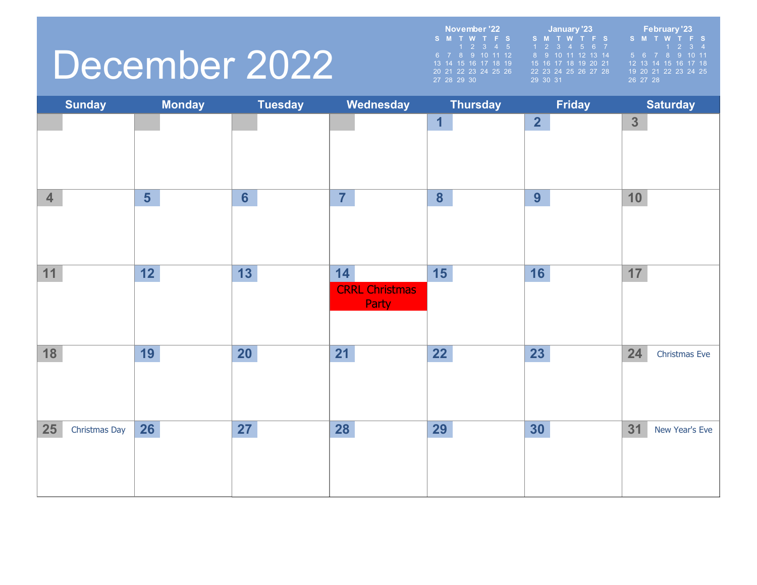# December 2022

**November '22**

| S | M | T | W | T | F | S |
|---|---|---|---|---|---|---|
| | | 1 | 2 | 3 | 4 | 5 |
| 6 | 7 | 8 | 9 | 10 | 11 | 12 |
| 13 | 14 | 15 | 16 | 17 | 18 | 19 |
| 20 | 21 | 22 | 23 | 24 | 25 | 26 |
| 27 | 28 | 29 | 30 | | | |

**January '23**

| S | M | T | W | T | F | S |
|---|---|---|---|---|---|---|
| 1 | 2 | 3 | 4 | 5 | 6 | 7 |
| 8 | 9 | 10 | 11 | 12 | 13 | 14 |
| 15 | 16 | 17 | 18 | 19 | 20 | 21 |
| 22 | 23 | 24 | 25 | 26 | 27 | 28 |
| 29 | 30 | 31 | | | | |

**February '23**

| S | M | T | W | T | F | S |
|---|---|---|---|---|---|---|
| | | | 1 | 2 | 3 | 4 |
| 5 | 6 | 7 | 8 | 9 | 10 | 11 |
| 12 | 13 | 14 | 15 | 16 | 17 | 18 |
| 19 | 20 | 21 | 22 | 23 | 24 | 25 |
| 26 | 27 | 28 | | | | |

| Sunday | Monday | Tuesday | Wednesday | Thursday | Friday | Saturday |
|---|---|---|---|---|---|---|
| | | | | 1 | 2 | 3 |
| 4 | 5 | 6 | 7 | 8 | 9 | 10 |
| 11 | 12 | 13 | 14 CRRL Christmas Party | 15 | 16 | 17 |
| 18 | 19 | 20 | 21 | 22 | 23 | 24 Christmas Eve |
| 25 Christmas Day | 26 | 27 | 28 | 29 | 30 | 31 New Year's Eve |